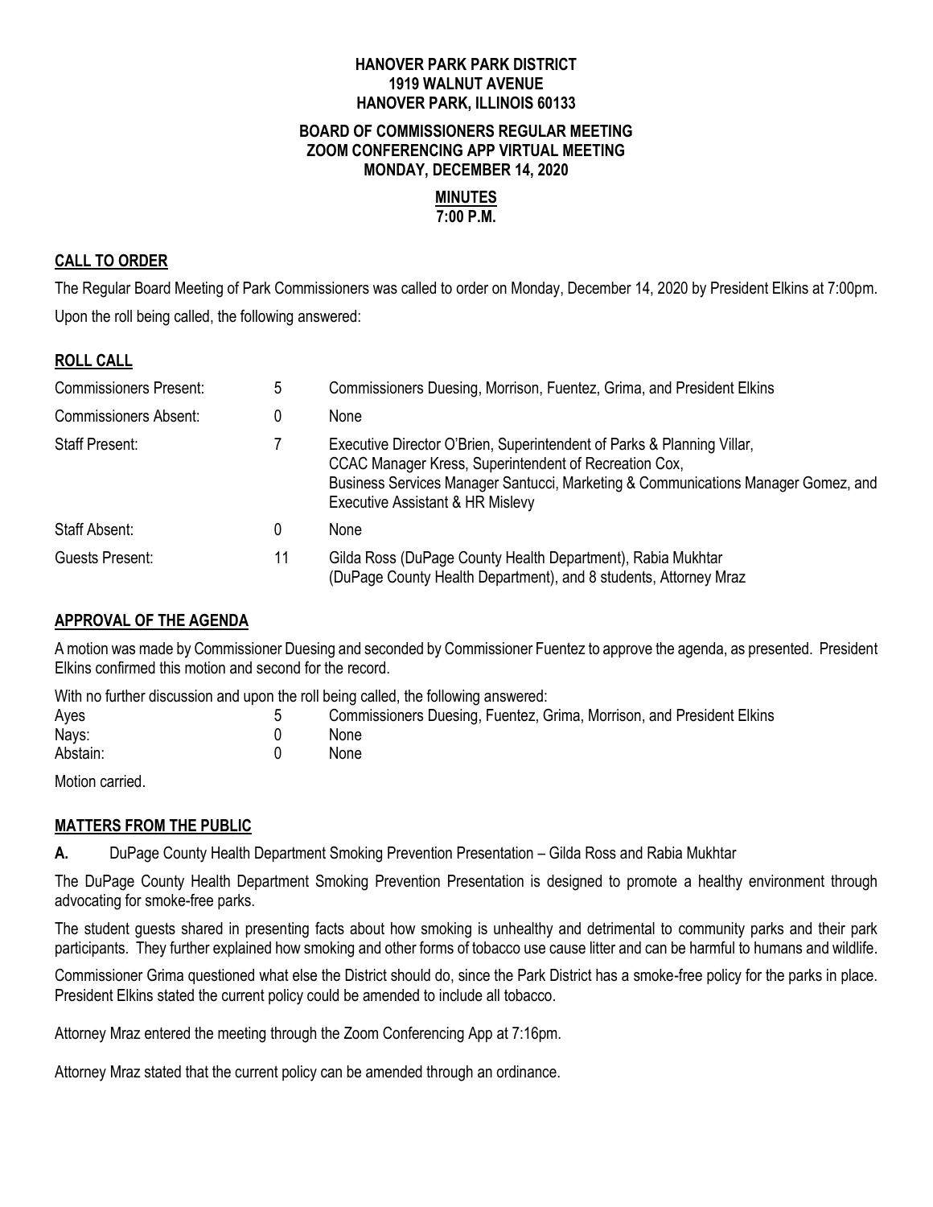**HANOVER PARK PARK DISTRICT**
**1919 WALNUT AVENUE**
**HANOVER PARK, ILLINOIS 60133**

**BOARD OF COMMISSIONERS REGULAR MEETING**
**ZOOM CONFERENCING APP VIRTUAL MEETING**
**MONDAY, DECEMBER 14, 2020**

**MINUTES**
**7:00 P.M.**

## CALL TO ORDER

The Regular Board Meeting of Park Commissioners was called to order on Monday, December 14, 2020 by President Elkins at 7:00pm.

Upon the roll being called, the following answered:

## ROLL CALL

| | | |
|---|---|---|
| Commissioners Present: | 5 | Commissioners Duesing, Morrison, Fuentez, Grima, and President Elkins |
| Commissioners Absent: | 0 | None |
| Staff Present: | 7 | Executive Director O'Brien, Superintendent of Parks & Planning Villar, CCAC Manager Kress, Superintendent of Recreation Cox, Business Services Manager Santucci, Marketing & Communications Manager Gomez, and Executive Assistant & HR Mislevy |
| Staff Absent: | 0 | None |
| Guests Present: | 11 | Gilda Ross (DuPage County Health Department), Rabia Mukhtar (DuPage County Health Department), and 8 students, Attorney Mraz |

## APPROVAL OF THE AGENDA

A motion was made by Commissioner Duesing and seconded by Commissioner Fuentez to approve the agenda, as presented. President Elkins confirmed this motion and second for the record.

With no further discussion and upon the roll being called, the following answered:

| | | |
|---|---|---|
| Ayes | 5 | Commissioners Duesing, Fuentez, Grima, Morrison, and President Elkins |
| Nays: | 0 | None |
| Abstain: | 0 | None |

Motion carried.

## MATTERS FROM THE PUBLIC

**A.** DuPage County Health Department Smoking Prevention Presentation – Gilda Ross and Rabia Mukhtar

The DuPage County Health Department Smoking Prevention Presentation is designed to promote a healthy environment through advocating for smoke-free parks.

The student guests shared in presenting facts about how smoking is unhealthy and detrimental to community parks and their park participants. They further explained how smoking and other forms of tobacco use cause litter and can be harmful to humans and wildlife.

Commissioner Grima questioned what else the District should do, since the Park District has a smoke-free policy for the parks in place. President Elkins stated the current policy could be amended to include all tobacco.

Attorney Mraz entered the meeting through the Zoom Conferencing App at 7:16pm.

Attorney Mraz stated that the current policy can be amended through an ordinance.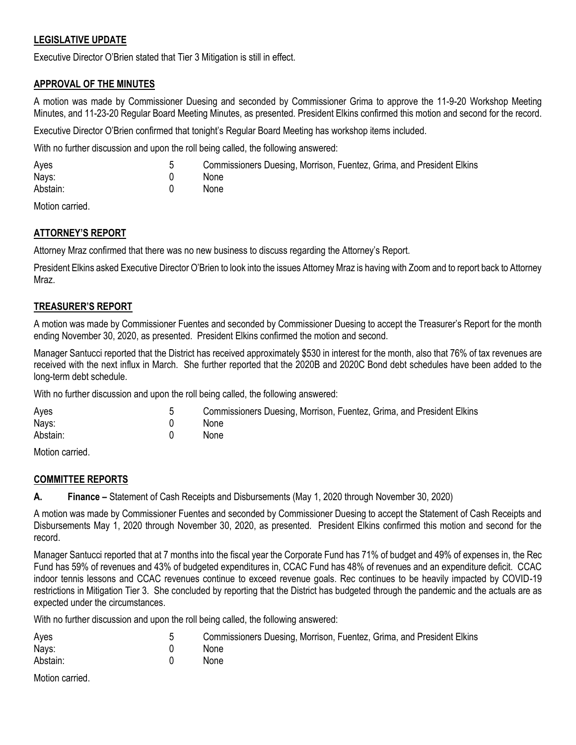## LEGISLATIVE UPDATE

Executive Director O'Brien stated that Tier 3 Mitigation is still in effect.

## APPROVAL OF THE MINUTES

A motion was made by Commissioner Duesing and seconded by Commissioner Grima to approve the 11-9-20 Workshop Meeting Minutes, and 11-23-20 Regular Board Meeting Minutes, as presented. President Elkins confirmed this motion and second for the record.

Executive Director O'Brien confirmed that tonight's Regular Board Meeting has workshop items included.

With no further discussion and upon the roll being called, the following answered:

| | | |
|---|---|---|
| Ayes | 5 | Commissioners Duesing, Morrison, Fuentez, Grima, and President Elkins |
| Nays: | 0 | None |
| Abstain: | 0 | None |

Motion carried.

## ATTORNEY'S REPORT

Attorney Mraz confirmed that there was no new business to discuss regarding the Attorney's Report.

President Elkins asked Executive Director O'Brien to look into the issues Attorney Mraz is having with Zoom and to report back to Attorney Mraz.

## TREASURER'S REPORT

A motion was made by Commissioner Fuentes and seconded by Commissioner Duesing to accept the Treasurer's Report for the month ending November 30, 2020, as presented. President Elkins confirmed the motion and second.

Manager Santucci reported that the District has received approximately $530 in interest for the month, also that 76% of tax revenues are received with the next influx in March. She further reported that the 2020B and 2020C Bond debt schedules have been added to the long-term debt schedule.

With no further discussion and upon the roll being called, the following answered:

| | | |
|---|---|---|
| Ayes | 5 | Commissioners Duesing, Morrison, Fuentez, Grima, and President Elkins |
| Nays: | 0 | None |
| Abstain: | 0 | None |

Motion carried.

## COMMITTEE REPORTS

**A. Finance –** Statement of Cash Receipts and Disbursements (May 1, 2020 through November 30, 2020)

A motion was made by Commissioner Fuentes and seconded by Commissioner Duesing to accept the Statement of Cash Receipts and Disbursements May 1, 2020 through November 30, 2020, as presented. President Elkins confirmed this motion and second for the record.

Manager Santucci reported that at 7 months into the fiscal year the Corporate Fund has 71% of budget and 49% of expenses in, the Rec Fund has 59% of revenues and 43% of budgeted expenditures in, CCAC Fund has 48% of revenues and an expenditure deficit. CCAC indoor tennis lessons and CCAC revenues continue to exceed revenue goals. Rec continues to be heavily impacted by COVID-19 restrictions in Mitigation Tier 3. She concluded by reporting that the District has budgeted through the pandemic and the actuals are as expected under the circumstances.

With no further discussion and upon the roll being called, the following answered:

| | | |
|---|---|---|
| Ayes | 5 | Commissioners Duesing, Morrison, Fuentez, Grima, and President Elkins |
| Nays: | 0 | None |
| Abstain: | 0 | None |

Motion carried.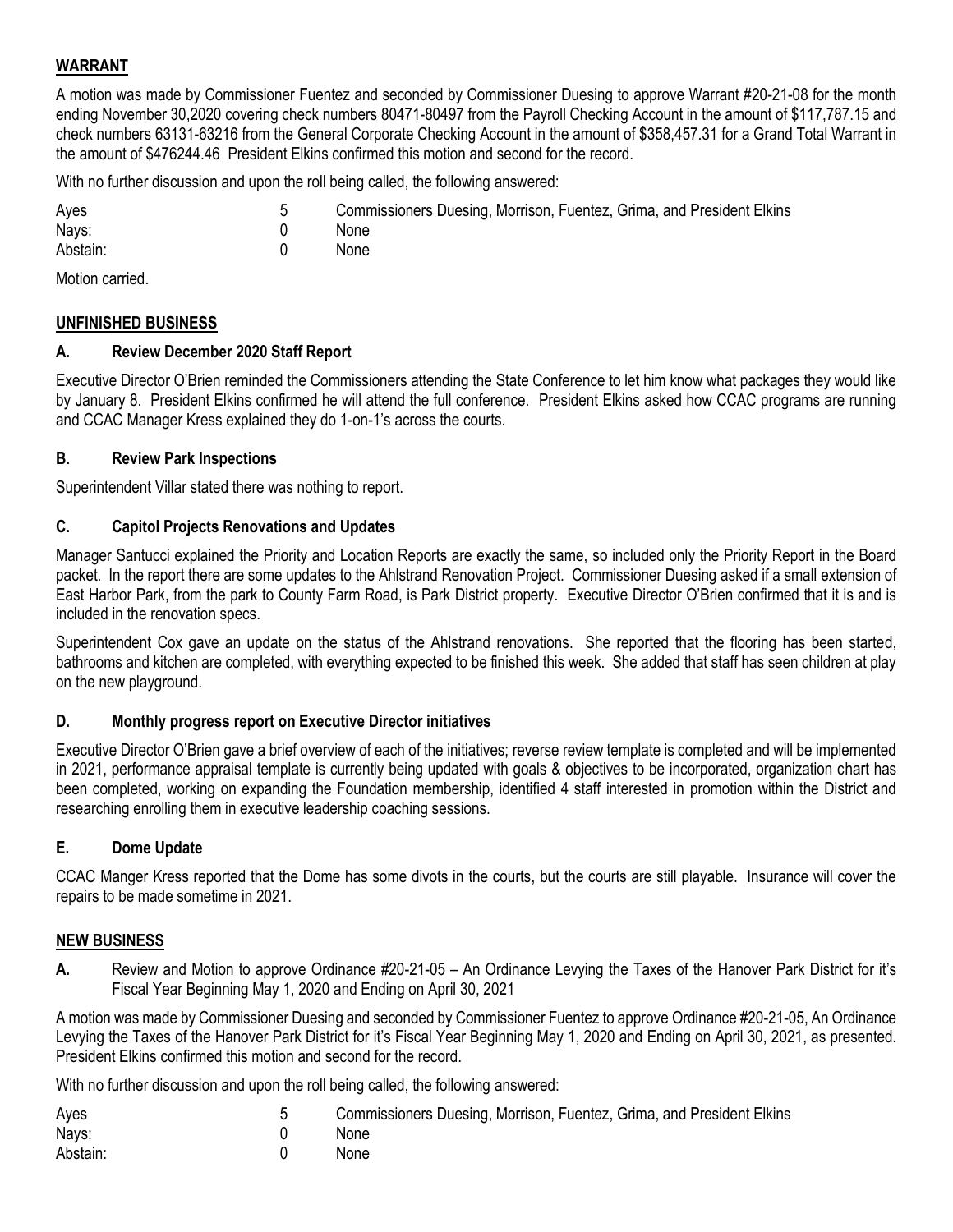## WARRANT

A motion was made by Commissioner Fuentez and seconded by Commissioner Duesing to approve Warrant #20-21-08 for the month ending November 30,2020 covering check numbers 80471-80497 from the Payroll Checking Account in the amount of $117,787.15 and check numbers 63131-63216 from the General Corporate Checking Account in the amount of $358,457.31 for a Grand Total Warrant in the amount of $476244.46 President Elkins confirmed this motion and second for the record.

With no further discussion and upon the roll being called, the following answered:

| | | |
|---|---|---|
| Ayes | 5 | Commissioners Duesing, Morrison, Fuentez, Grima, and President Elkins |
| Nays: | 0 | None |
| Abstain: | 0 | None |

Motion carried.

## UNFINISHED BUSINESS

### A. Review December 2020 Staff Report

Executive Director O'Brien reminded the Commissioners attending the State Conference to let him know what packages they would like by January 8. President Elkins confirmed he will attend the full conference. President Elkins asked how CCAC programs are running and CCAC Manager Kress explained they do 1-on-1's across the courts.

### B. Review Park Inspections

Superintendent Villar stated there was nothing to report.

### C. Capitol Projects Renovations and Updates

Manager Santucci explained the Priority and Location Reports are exactly the same, so included only the Priority Report in the Board packet. In the report there are some updates to the Ahlstrand Renovation Project. Commissioner Duesing asked if a small extension of East Harbor Park, from the park to County Farm Road, is Park District property. Executive Director O'Brien confirmed that it is and is included in the renovation specs.

Superintendent Cox gave an update on the status of the Ahlstrand renovations. She reported that the flooring has been started, bathrooms and kitchen are completed, with everything expected to be finished this week. She added that staff has seen children at play on the new playground.

### D. Monthly progress report on Executive Director initiatives

Executive Director O'Brien gave a brief overview of each of the initiatives; reverse review template is completed and will be implemented in 2021, performance appraisal template is currently being updated with goals & objectives to be incorporated, organization chart has been completed, working on expanding the Foundation membership, identified 4 staff interested in promotion within the District and researching enrolling them in executive leadership coaching sessions.

### E. Dome Update

CCAC Manger Kress reported that the Dome has some divots in the courts, but the courts are still playable. Insurance will cover the repairs to be made sometime in 2021.

## NEW BUSINESS

**A.** Review and Motion to approve Ordinance #20-21-05 – An Ordinance Levying the Taxes of the Hanover Park District for it's Fiscal Year Beginning May 1, 2020 and Ending on April 30, 2021

A motion was made by Commissioner Duesing and seconded by Commissioner Fuentez to approve Ordinance #20-21-05, An Ordinance Levying the Taxes of the Hanover Park District for it's Fiscal Year Beginning May 1, 2020 and Ending on April 30, 2021, as presented. President Elkins confirmed this motion and second for the record.

With no further discussion and upon the roll being called, the following answered:

| | | |
|---|---|---|
| Ayes | 5 | Commissioners Duesing, Morrison, Fuentez, Grima, and President Elkins |
| Nays: | 0 | None |
| Abstain: | 0 | None |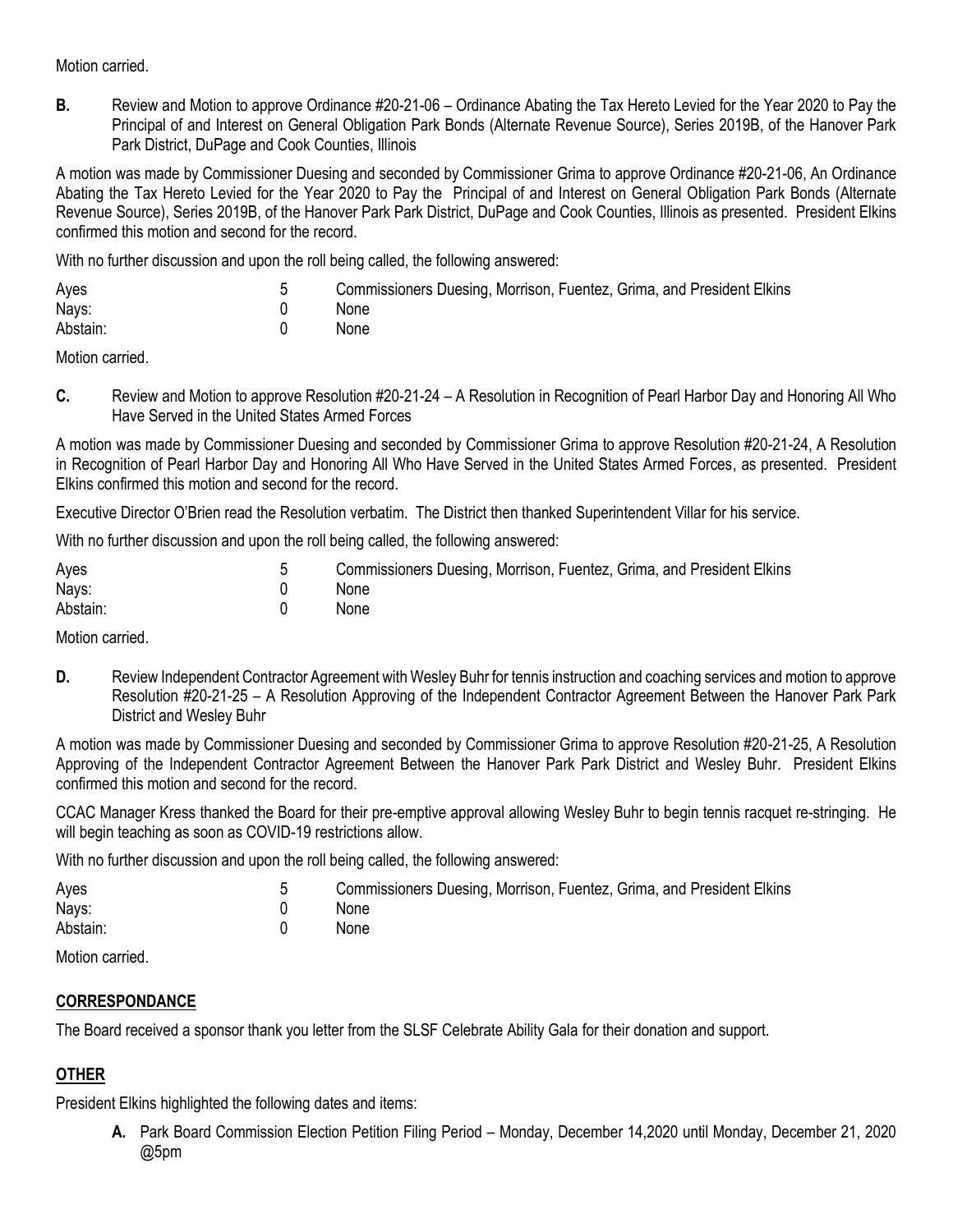Motion carried.

**B.** Review and Motion to approve Ordinance #20-21-06 – Ordinance Abating the Tax Hereto Levied for the Year 2020 to Pay the Principal of and Interest on General Obligation Park Bonds (Alternate Revenue Source), Series 2019B, of the Hanover Park Park District, DuPage and Cook Counties, Illinois

A motion was made by Commissioner Duesing and seconded by Commissioner Grima to approve Ordinance #20-21-06, An Ordinance Abating the Tax Hereto Levied for the Year 2020 to Pay the Principal of and Interest on General Obligation Park Bonds (Alternate Revenue Source), Series 2019B, of the Hanover Park Park District, DuPage and Cook Counties, Illinois as presented. President Elkins confirmed this motion and second for the record.

With no further discussion and upon the roll being called, the following answered:

| | | |
|---|---|---|
| Ayes | 5 | Commissioners Duesing, Morrison, Fuentez, Grima, and President Elkins |
| Nays: | 0 | None |
| Abstain: | 0 | None |

Motion carried.

**C.** Review and Motion to approve Resolution #20-21-24 – A Resolution in Recognition of Pearl Harbor Day and Honoring All Who Have Served in the United States Armed Forces

A motion was made by Commissioner Duesing and seconded by Commissioner Grima to approve Resolution #20-21-24, A Resolution in Recognition of Pearl Harbor Day and Honoring All Who Have Served in the United States Armed Forces, as presented. President Elkins confirmed this motion and second for the record.

Executive Director O'Brien read the Resolution verbatim. The District then thanked Superintendent Villar for his service.

With no further discussion and upon the roll being called, the following answered:

| | | |
|---|---|---|
| Ayes | 5 | Commissioners Duesing, Morrison, Fuentez, Grima, and President Elkins |
| Nays: | 0 | None |
| Abstain: | 0 | None |

Motion carried.

**D.** Review Independent Contractor Agreement with Wesley Buhr for tennis instruction and coaching services and motion to approve Resolution #20-21-25 – A Resolution Approving of the Independent Contractor Agreement Between the Hanover Park Park District and Wesley Buhr

A motion was made by Commissioner Duesing and seconded by Commissioner Grima to approve Resolution #20-21-25, A Resolution Approving of the Independent Contractor Agreement Between the Hanover Park Park District and Wesley Buhr. President Elkins confirmed this motion and second for the record.

CCAC Manager Kress thanked the Board for their pre-emptive approval allowing Wesley Buhr to begin tennis racquet re-stringing. He will begin teaching as soon as COVID-19 restrictions allow.

With no further discussion and upon the roll being called, the following answered:

| | | |
|---|---|---|
| Ayes | 5 | Commissioners Duesing, Morrison, Fuentez, Grima, and President Elkins |
| Nays: | 0 | None |
| Abstain: | 0 | None |

Motion carried.

## CORRESPONDANCE

The Board received a sponsor thank you letter from the SLSF Celebrate Ability Gala for their donation and support.

## OTHER

President Elkins highlighted the following dates and items:

**A.** Park Board Commission Election Petition Filing Period – Monday, December 14,2020 until Monday, December 21, 2020 @5pm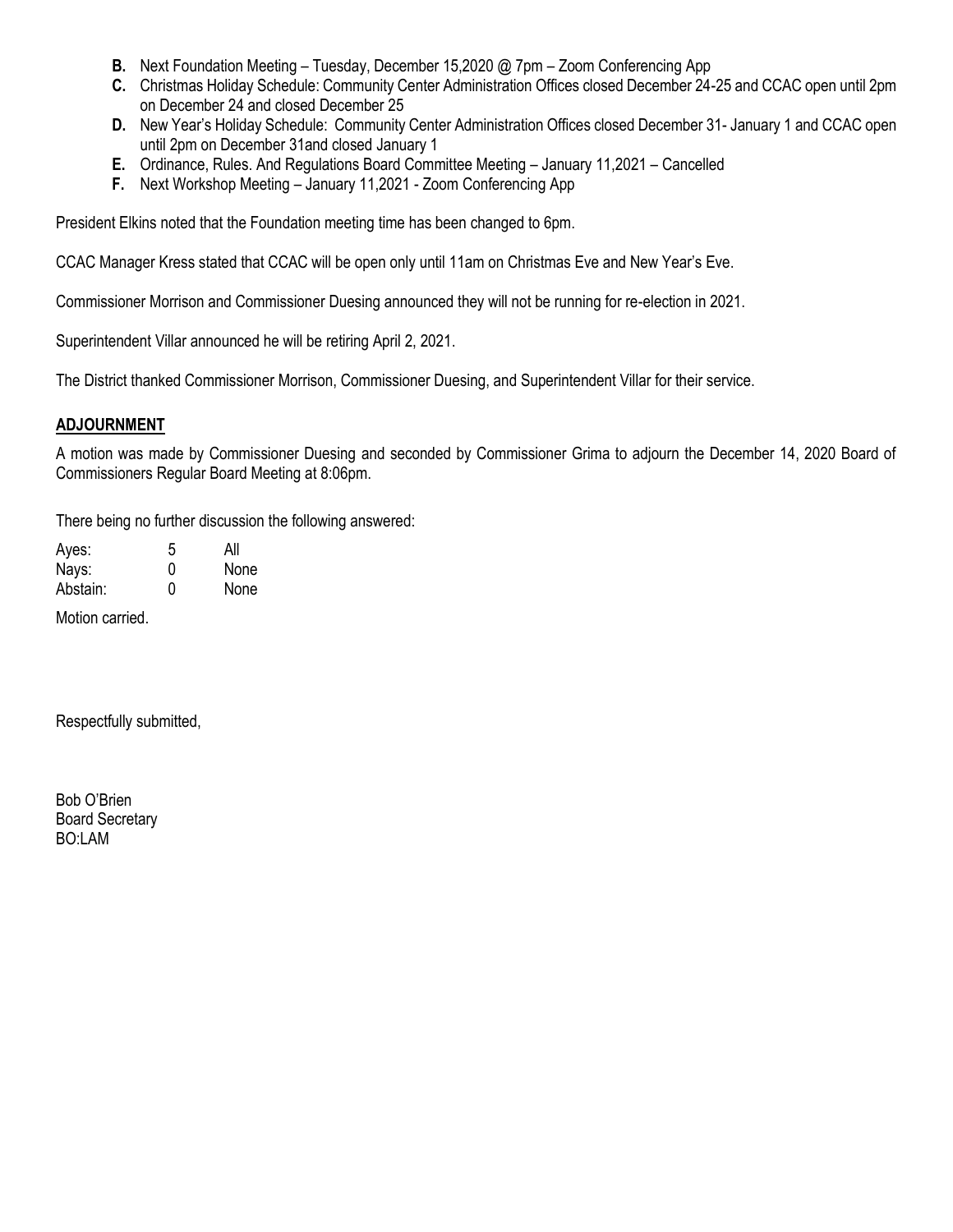B. Next Foundation Meeting – Tuesday, December 15,2020 @ 7pm – Zoom Conferencing App
C. Christmas Holiday Schedule: Community Center Administration Offices closed December 24-25 and CCAC open until 2pm on December 24 and closed December 25
D. New Year's Holiday Schedule: Community Center Administration Offices closed December 31- January 1 and CCAC open until 2pm on December 31and closed January 1
E. Ordinance, Rules. And Regulations Board Committee Meeting – January 11,2021 – Cancelled
F. Next Workshop Meeting – January 11,2021 - Zoom Conferencing App

President Elkins noted that the Foundation meeting time has been changed to 6pm.

CCAC Manager Kress stated that CCAC will be open only until 11am on Christmas Eve and New Year's Eve.

Commissioner Morrison and Commissioner Duesing announced they will not be running for re-election in 2021.

Superintendent Villar announced he will be retiring April 2, 2021.

The District thanked Commissioner Morrison, Commissioner Duesing, and Superintendent Villar for their service.

## ADJOURNMENT

A motion was made by Commissioner Duesing and seconded by Commissioner Grima to adjourn the December 14, 2020 Board of Commissioners Regular Board Meeting at 8:06pm.

There being no further discussion the following answered:

| | | |
|---|---|---|
| Ayes: | 5 | All |
| Nays: | 0 | None |
| Abstain: | 0 | None |

Motion carried.

Respectfully submitted,

Bob O'Brien
Board Secretary
BO:LAM